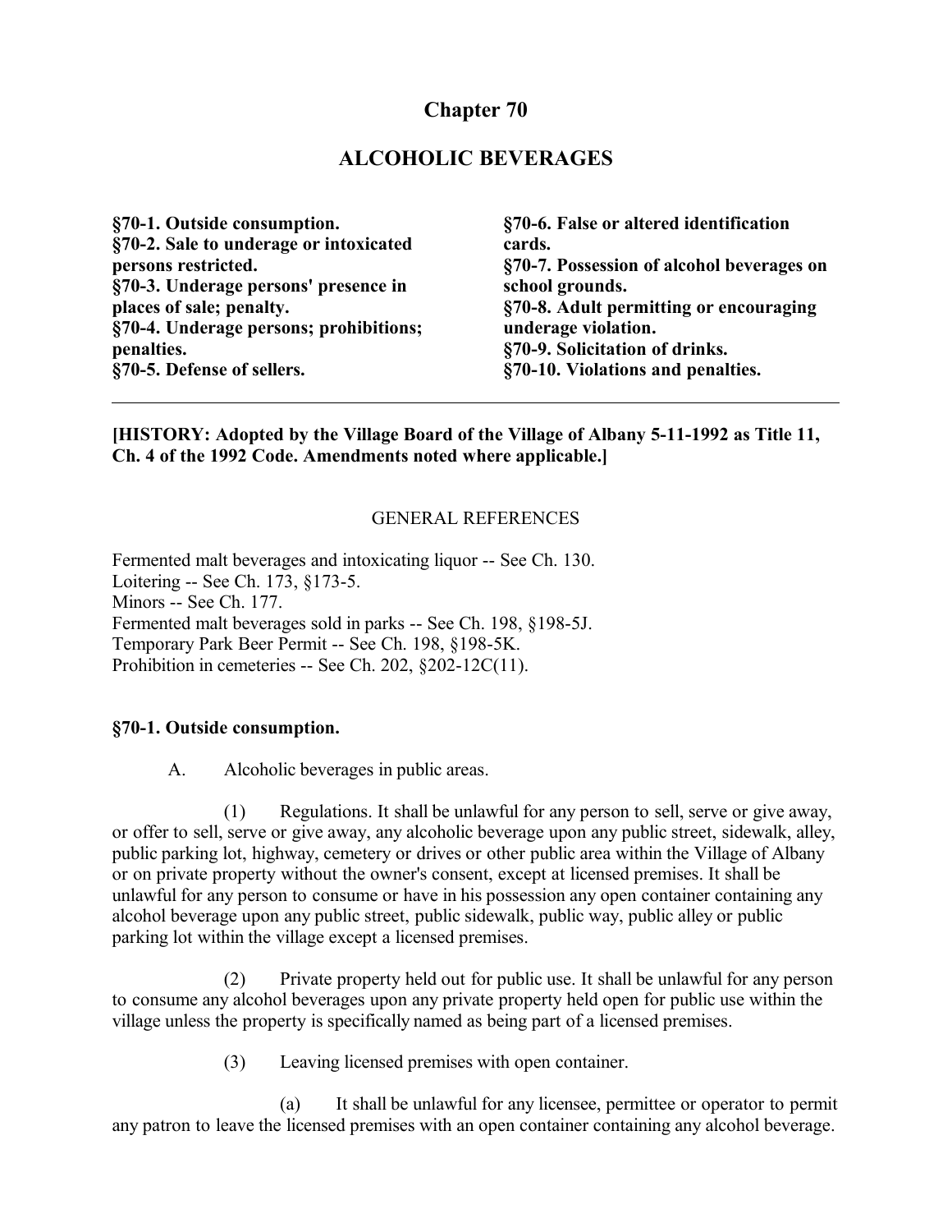# Chapter 70

## ALCOHOLIC BEVERAGES

**§70-1. Outside consumption.**
**§70-2. Sale to underage or intoxicated persons restricted.**
**§70-3. Underage persons' presence in places of sale; penalty.**
**§70-4. Underage persons; prohibitions; penalties.**
**§70-5. Defense of sellers.**
**§70-6. False or altered identification cards.**
**§70-7. Possession of alcohol beverages on school grounds.**
**§70-8. Adult permitting or encouraging underage violation.**
**§70-9. Solicitation of drinks.**
**§70-10. Violations and penalties.**

---

**[HISTORY: Adopted by the Village Board of the Village of Albany 5-11-1992 as Title 11, Ch. 4 of the 1992 Code. Amendments noted where applicable.]**

GENERAL REFERENCES

Fermented malt beverages and intoxicating liquor -- See Ch. 130.
Loitering -- See Ch. 173, §173-5.
Minors -- See Ch. 177.
Fermented malt beverages sold in parks -- See Ch. 198, §198-5J.
Temporary Park Beer Permit -- See Ch. 198, §198-5K.
Prohibition in cemeteries -- See Ch. 202, §202-12C(11).

### §70-1. Outside consumption.

A. Alcoholic beverages in public areas.

(1) Regulations. It shall be unlawful for any person to sell, serve or give away, or offer to sell, serve or give away, any alcoholic beverage upon any public street, sidewalk, alley, public parking lot, highway, cemetery or drives or other public area within the Village of Albany or on private property without the owner's consent, except at licensed premises. It shall be unlawful for any person to consume or have in his possession any open container containing any alcohol beverage upon any public street, public sidewalk, public way, public alley or public parking lot within the village except a licensed premises.

(2) Private property held out for public use. It shall be unlawful for any person to consume any alcohol beverages upon any private property held open for public use within the village unless the property is specifically named as being part of a licensed premises.

(3) Leaving licensed premises with open container.

(a) It shall be unlawful for any licensee, permittee or operator to permit any patron to leave the licensed premises with an open container containing any alcohol beverage.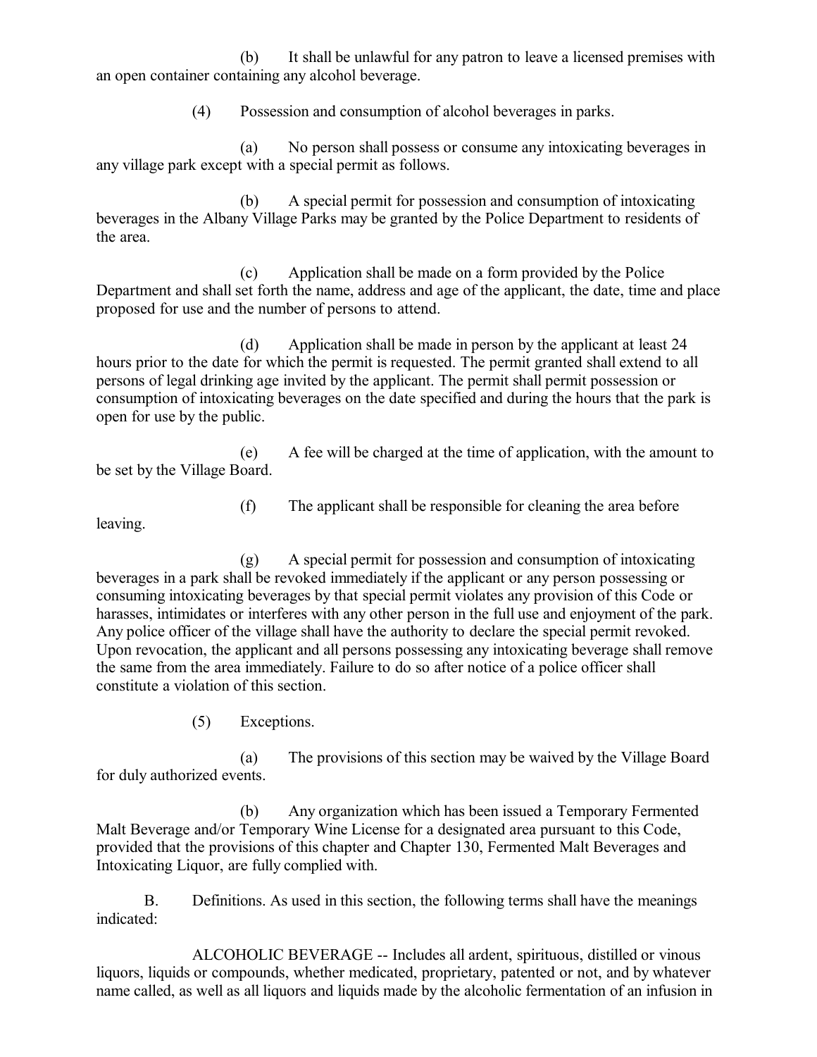(b) It shall be unlawful for any patron to leave a licensed premises with an open container containing any alcohol beverage.

(4) Possession and consumption of alcohol beverages in parks.

(a) No person shall possess or consume any intoxicating beverages in any village park except with a special permit as follows.

(b) A special permit for possession and consumption of intoxicating beverages in the Albany Village Parks may be granted by the Police Department to residents of the area.

(c) Application shall be made on a form provided by the Police Department and shall set forth the name, address and age of the applicant, the date, time and place proposed for use and the number of persons to attend.

(d) Application shall be made in person by the applicant at least 24 hours prior to the date for which the permit is requested. The permit granted shall extend to all persons of legal drinking age invited by the applicant. The permit shall permit possession or consumption of intoxicating beverages on the date specified and during the hours that the park is open for use by the public.

(e) A fee will be charged at the time of application, with the amount to be set by the Village Board.

(f) The applicant shall be responsible for cleaning the area before leaving.

(g) A special permit for possession and consumption of intoxicating beverages in a park shall be revoked immediately if the applicant or any person possessing or consuming intoxicating beverages by that special permit violates any provision of this Code or harasses, intimidates or interferes with any other person in the full use and enjoyment of the park. Any police officer of the village shall have the authority to declare the special permit revoked. Upon revocation, the applicant and all persons possessing any intoxicating beverage shall remove the same from the area immediately. Failure to do so after notice of a police officer shall constitute a violation of this section.

(5) Exceptions.

(a) The provisions of this section may be waived by the Village Board for duly authorized events.

(b) Any organization which has been issued a Temporary Fermented Malt Beverage and/or Temporary Wine License for a designated area pursuant to this Code, provided that the provisions of this chapter and Chapter 130, Fermented Malt Beverages and Intoxicating Liquor, are fully complied with.

B. Definitions. As used in this section, the following terms shall have the meanings indicated:

ALCOHOLIC BEVERAGE -- Includes all ardent, spirituous, distilled or vinous liquors, liquids or compounds, whether medicated, proprietary, patented or not, and by whatever name called, as well as all liquors and liquids made by the alcoholic fermentation of an infusion in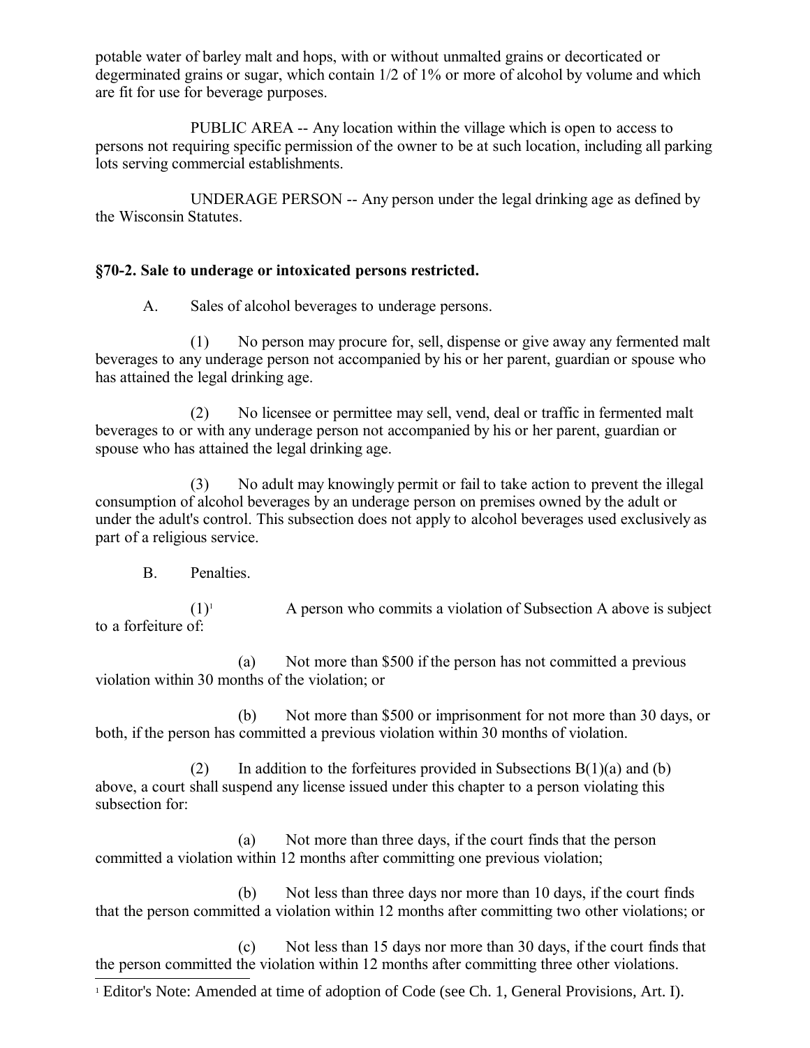potable water of barley malt and hops, with or without unmalted grains or decorticated or degerminated grains or sugar, which contain 1/2 of 1% or more of alcohol by volume and which are fit for use for beverage purposes.

PUBLIC AREA -- Any location within the village which is open to access to persons not requiring specific permission of the owner to be at such location, including all parking lots serving commercial establishments.

UNDERAGE PERSON -- Any person under the legal drinking age as defined by the Wisconsin Statutes.

**§70-2. Sale to underage or intoxicated persons restricted.**

A. Sales of alcohol beverages to underage persons.

(1) No person may procure for, sell, dispense or give away any fermented malt beverages to any underage person not accompanied by his or her parent, guardian or spouse who has attained the legal drinking age.

(2) No licensee or permittee may sell, vend, deal or traffic in fermented malt beverages to or with any underage person not accompanied by his or her parent, guardian or spouse who has attained the legal drinking age.

(3) No adult may knowingly permit or fail to take action to prevent the illegal consumption of alcohol beverages by an underage person on premises owned by the adult or under the adult's control. This subsection does not apply to alcohol beverages used exclusively as part of a religious service.

B. Penalties.

(1)[1] A person who commits a violation of Subsection A above is subject to a forfeiture of:

(a) Not more than $500 if the person has not committed a previous violation within 30 months of the violation; or

(b) Not more than $500 or imprisonment for not more than 30 days, or both, if the person has committed a previous violation within 30 months of violation.

(2) In addition to the forfeitures provided in Subsections B(1)(a) and (b) above, a court shall suspend any license issued under this chapter to a person violating this subsection for:

(a) Not more than three days, if the court finds that the person committed a violation within 12 months after committing one previous violation;

(b) Not less than three days nor more than 10 days, if the court finds that the person committed a violation within 12 months after committing two other violations; or

(c) Not less than 15 days nor more than 30 days, if the court finds that the person committed the violation within 12 months after committing three other violations.

[1] Editor's Note: Amended at time of adoption of Code (see Ch. 1, General Provisions, Art. I).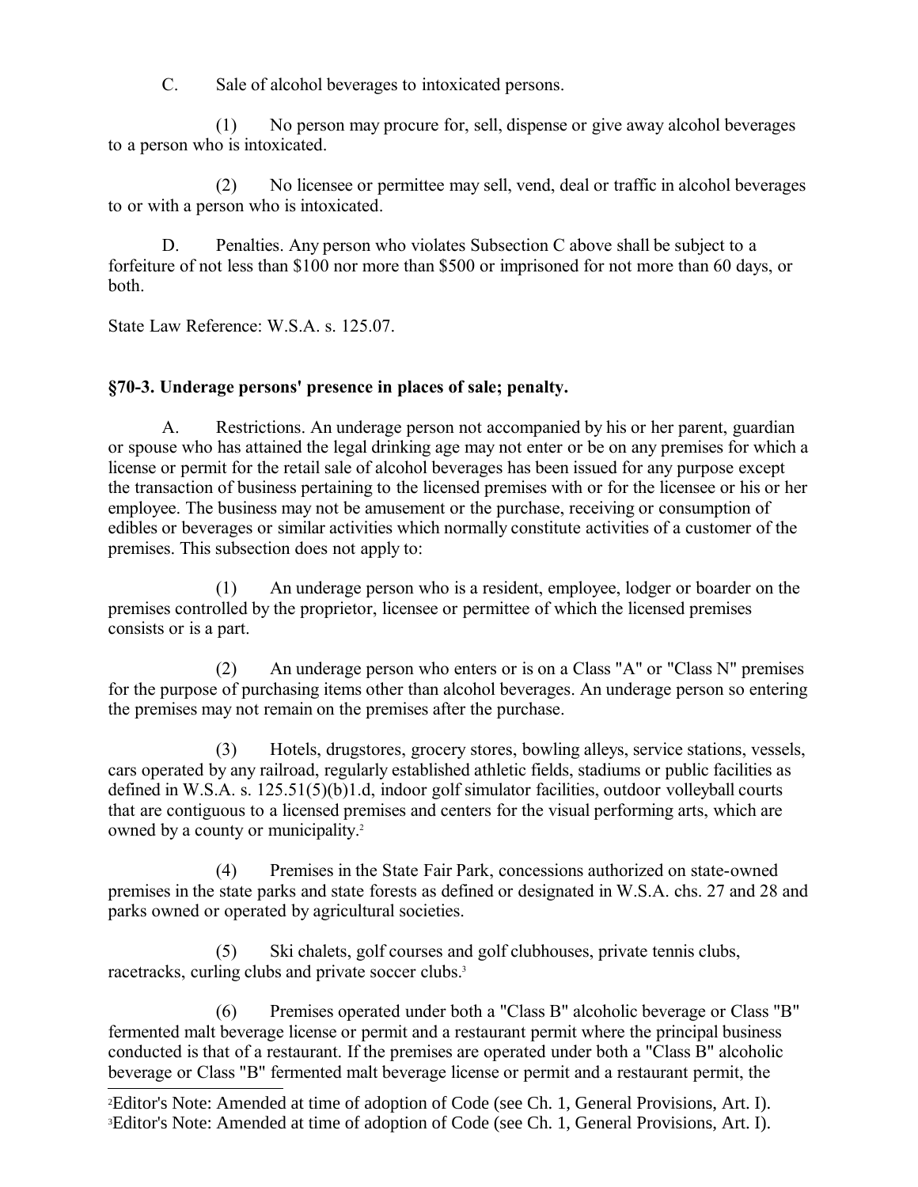C. Sale of alcohol beverages to intoxicated persons.

(1) No person may procure for, sell, dispense or give away alcohol beverages to a person who is intoxicated.

(2) No licensee or permittee may sell, vend, deal or traffic in alcohol beverages to or with a person who is intoxicated.

D. Penalties. Any person who violates Subsection C above shall be subject to a forfeiture of not less than $100 nor more than $500 or imprisoned for not more than 60 days, or both.

State Law Reference: W.S.A. s. 125.07.

### §70-3. Underage persons' presence in places of sale; penalty.

A. Restrictions. An underage person not accompanied by his or her parent, guardian or spouse who has attained the legal drinking age may not enter or be on any premises for which a license or permit for the retail sale of alcohol beverages has been issued for any purpose except the transaction of business pertaining to the licensed premises with or for the licensee or his or her employee. The business may not be amusement or the purchase, receiving or consumption of edibles or beverages or similar activities which normally constitute activities of a customer of the premises. This subsection does not apply to:

(1) An underage person who is a resident, employee, lodger or boarder on the premises controlled by the proprietor, licensee or permittee of which the licensed premises consists or is a part.

(2) An underage person who enters or is on a Class "A" or "Class N" premises for the purpose of purchasing items other than alcohol beverages. An underage person so entering the premises may not remain on the premises after the purchase.

(3) Hotels, drugstores, grocery stores, bowling alleys, service stations, vessels, cars operated by any railroad, regularly established athletic fields, stadiums or public facilities as defined in W.S.A. s. 125.51(5)(b)1.d, indoor golf simulator facilities, outdoor volleyball courts that are contiguous to a licensed premises and centers for the visual performing arts, which are owned by a county or municipality.[2]

(4) Premises in the State Fair Park, concessions authorized on state-owned premises in the state parks and state forests as defined or designated in W.S.A. chs. 27 and 28 and parks owned or operated by agricultural societies.

(5) Ski chalets, golf courses and golf clubhouses, private tennis clubs, racetracks, curling clubs and private soccer clubs.[3]

(6) Premises operated under both a "Class B" alcoholic beverage or Class "B" fermented malt beverage license or permit and a restaurant permit where the principal business conducted is that of a restaurant. If the premises are operated under both a "Class B" alcoholic beverage or Class "B" fermented malt beverage license or permit and a restaurant permit, the

[2] Editor's Note: Amended at time of adoption of Code (see Ch. 1, General Provisions, Art. I).
[3] Editor's Note: Amended at time of adoption of Code (see Ch. 1, General Provisions, Art. I).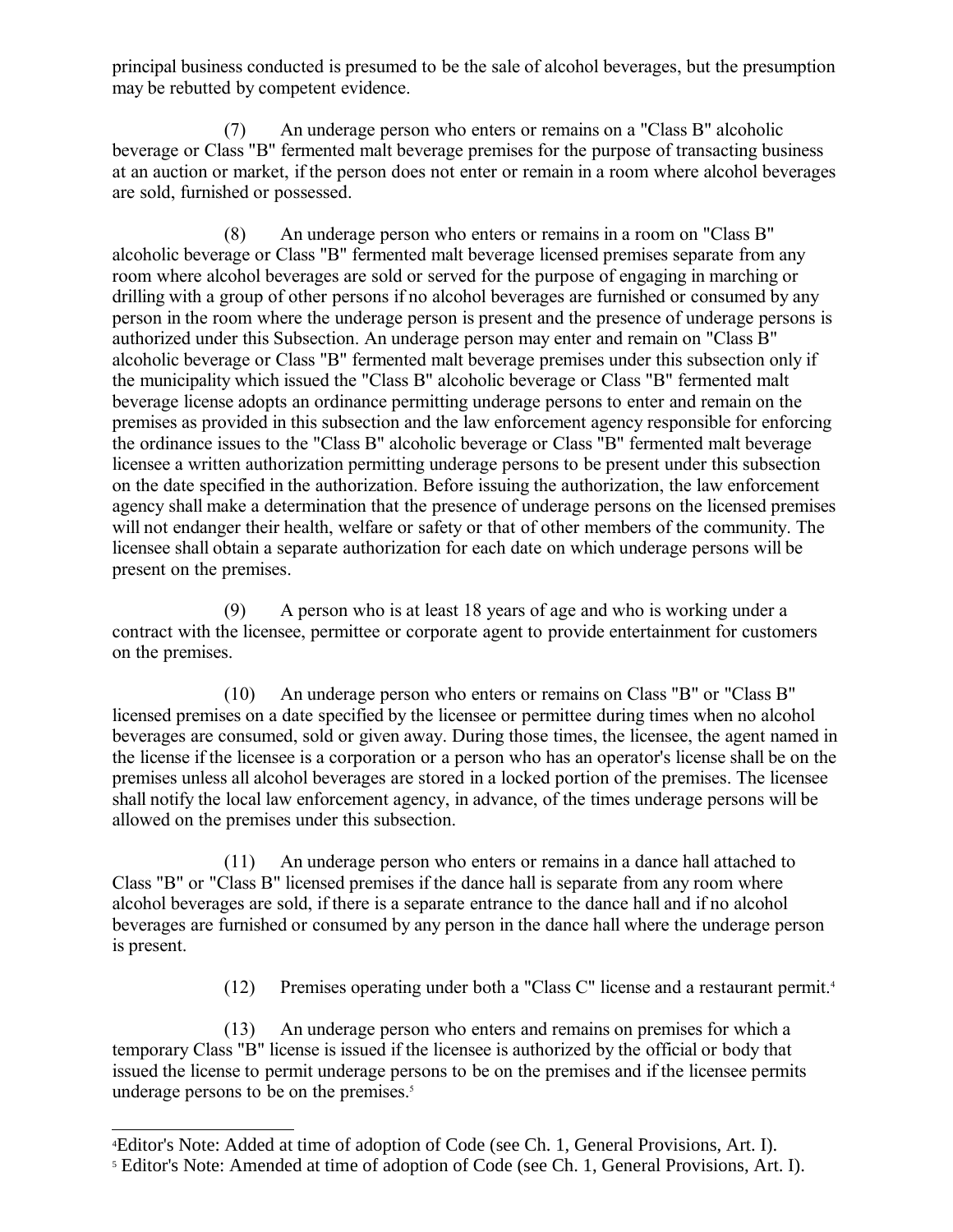principal business conducted is presumed to be the sale of alcohol beverages, but the presumption may be rebutted by competent evidence.

(7) An underage person who enters or remains on a "Class B" alcoholic beverage or Class "B" fermented malt beverage premises for the purpose of transacting business at an auction or market, if the person does not enter or remain in a room where alcohol beverages are sold, furnished or possessed.

(8) An underage person who enters or remains in a room on "Class B" alcoholic beverage or Class "B" fermented malt beverage licensed premises separate from any room where alcohol beverages are sold or served for the purpose of engaging in marching or drilling with a group of other persons if no alcohol beverages are furnished or consumed by any person in the room where the underage person is present and the presence of underage persons is authorized under this Subsection. An underage person may enter and remain on "Class B" alcoholic beverage or Class "B" fermented malt beverage premises under this subsection only if the municipality which issued the "Class B" alcoholic beverage or Class "B" fermented malt beverage license adopts an ordinance permitting underage persons to enter and remain on the premises as provided in this subsection and the law enforcement agency responsible for enforcing the ordinance issues to the "Class B" alcoholic beverage or Class "B" fermented malt beverage licensee a written authorization permitting underage persons to be present under this subsection on the date specified in the authorization. Before issuing the authorization, the law enforcement agency shall make a determination that the presence of underage persons on the licensed premises will not endanger their health, welfare or safety or that of other members of the community. The licensee shall obtain a separate authorization for each date on which underage persons will be present on the premises.

(9) A person who is at least 18 years of age and who is working under a contract with the licensee, permittee or corporate agent to provide entertainment for customers on the premises.

(10) An underage person who enters or remains on Class "B" or "Class B" licensed premises on a date specified by the licensee or permittee during times when no alcohol beverages are consumed, sold or given away. During those times, the licensee, the agent named in the license if the licensee is a corporation or a person who has an operator's license shall be on the premises unless all alcohol beverages are stored in a locked portion of the premises. The licensee shall notify the local law enforcement agency, in advance, of the times underage persons will be allowed on the premises under this subsection.

(11) An underage person who enters or remains in a dance hall attached to Class "B" or "Class B" licensed premises if the dance hall is separate from any room where alcohol beverages are sold, if there is a separate entrance to the dance hall and if no alcohol beverages are furnished or consumed by any person in the dance hall where the underage person is present.

(12) Premises operating under both a "Class C" license and a restaurant permit.[4]

(13) An underage person who enters and remains on premises for which a temporary Class "B" license is issued if the licensee is authorized by the official or body that issued the license to permit underage persons to be on the premises and if the licensee permits underage persons to be on the premises.[5]

---

[4] Editor's Note: Added at time of adoption of Code (see Ch. 1, General Provisions, Art. I).

[5] Editor's Note: Amended at time of adoption of Code (see Ch. 1, General Provisions, Art. I).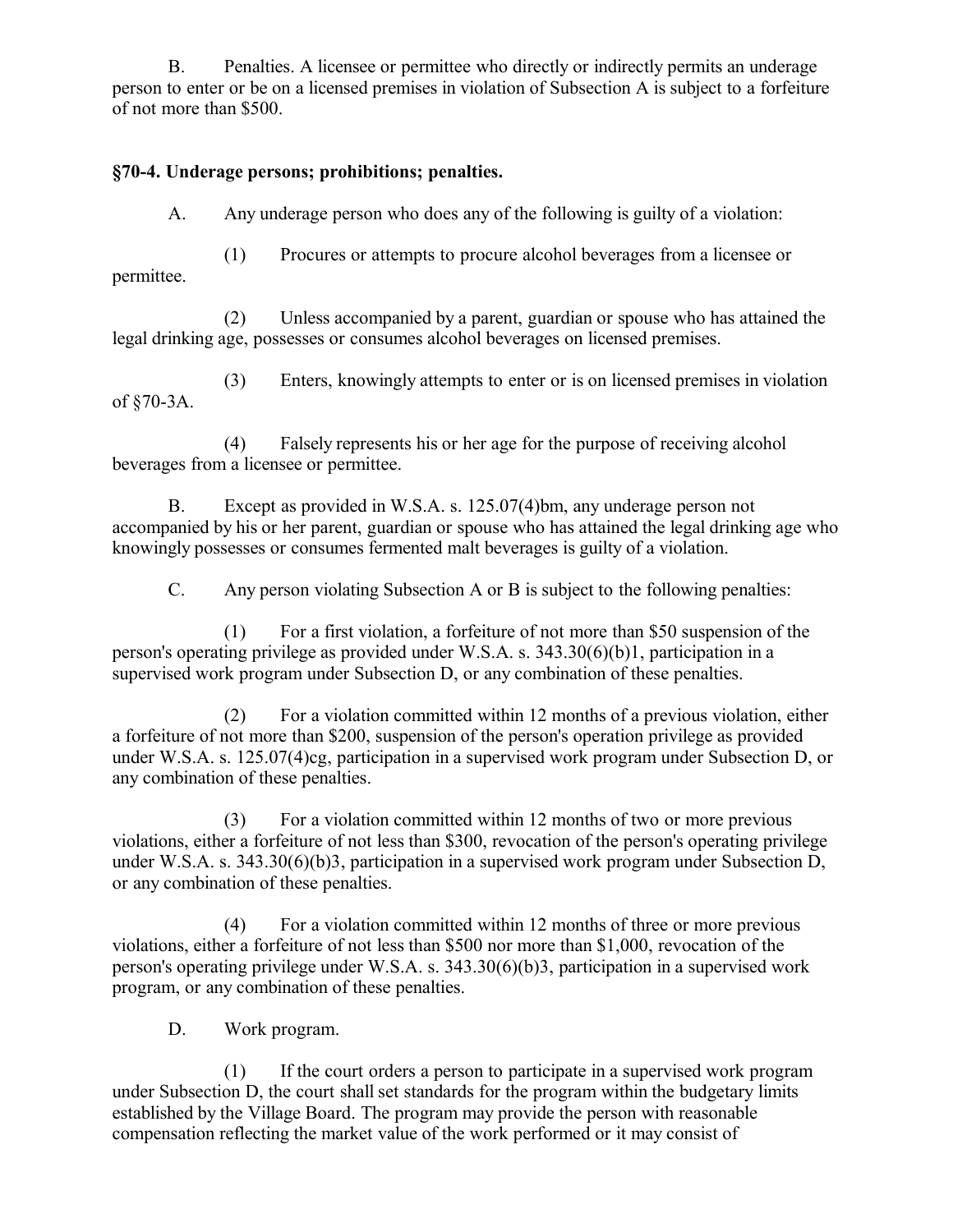B. Penalties. A licensee or permittee who directly or indirectly permits an underage person to enter or be on a licensed premises in violation of Subsection A is subject to a forfeiture of not more than $500.

**§70-4. Underage persons; prohibitions; penalties.**

A. Any underage person who does any of the following is guilty of a violation:

(1) Procures or attempts to procure alcohol beverages from a licensee or permittee.

(2) Unless accompanied by a parent, guardian or spouse who has attained the legal drinking age, possesses or consumes alcohol beverages on licensed premises.

(3) Enters, knowingly attempts to enter or is on licensed premises in violation of §70-3A.

(4) Falsely represents his or her age for the purpose of receiving alcohol beverages from a licensee or permittee.

B. Except as provided in W.S.A. s. 125.07(4)bm, any underage person not accompanied by his or her parent, guardian or spouse who has attained the legal drinking age who knowingly possesses or consumes fermented malt beverages is guilty of a violation.

C. Any person violating Subsection A or B is subject to the following penalties:

(1) For a first violation, a forfeiture of not more than $50 suspension of the person's operating privilege as provided under W.S.A. s. 343.30(6)(b)1, participation in a supervised work program under Subsection D, or any combination of these penalties.

(2) For a violation committed within 12 months of a previous violation, either a forfeiture of not more than $200, suspension of the person's operation privilege as provided under W.S.A. s. 125.07(4)cg, participation in a supervised work program under Subsection D, or any combination of these penalties.

(3) For a violation committed within 12 months of two or more previous violations, either a forfeiture of not less than $300, revocation of the person's operating privilege under W.S.A. s. 343.30(6)(b)3, participation in a supervised work program under Subsection D, or any combination of these penalties.

(4) For a violation committed within 12 months of three or more previous violations, either a forfeiture of not less than $500 nor more than $1,000, revocation of the person's operating privilege under W.S.A. s. 343.30(6)(b)3, participation in a supervised work program, or any combination of these penalties.

D. Work program.

(1) If the court orders a person to participate in a supervised work program under Subsection D, the court shall set standards for the program within the budgetary limits established by the Village Board. The program may provide the person with reasonable compensation reflecting the market value of the work performed or it may consist of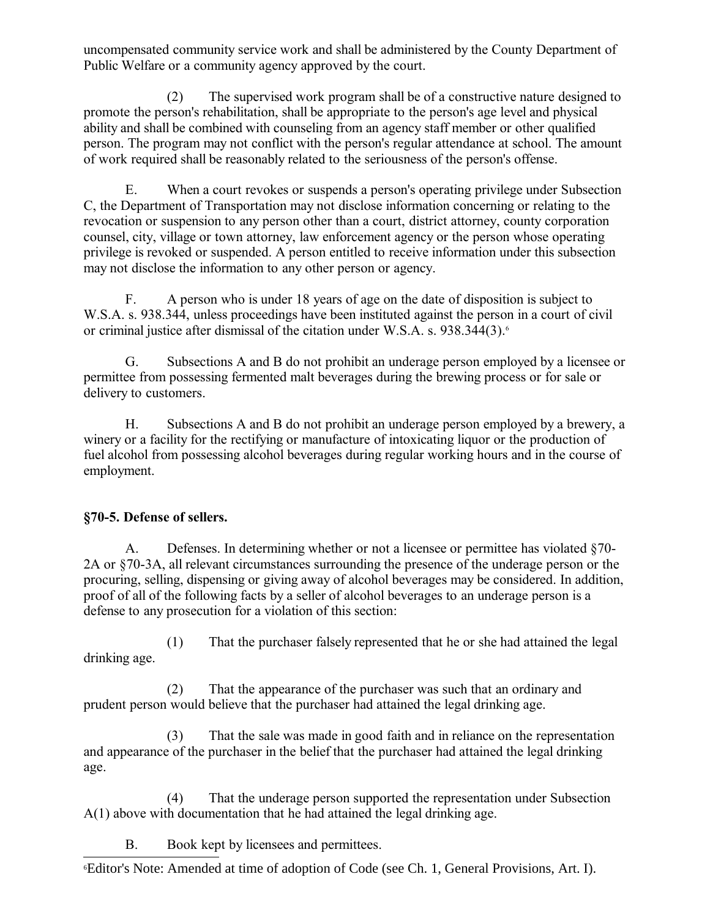uncompensated community service work and shall be administered by the County Department of Public Welfare or a community agency approved by the court.

(2) The supervised work program shall be of a constructive nature designed to promote the person's rehabilitation, shall be appropriate to the person's age level and physical ability and shall be combined with counseling from an agency staff member or other qualified person. The program may not conflict with the person's regular attendance at school. The amount of work required shall be reasonably related to the seriousness of the person's offense.

E. When a court revokes or suspends a person's operating privilege under Subsection C, the Department of Transportation may not disclose information concerning or relating to the revocation or suspension to any person other than a court, district attorney, county corporation counsel, city, village or town attorney, law enforcement agency or the person whose operating privilege is revoked or suspended. A person entitled to receive information under this subsection may not disclose the information to any other person or agency.

F. A person who is under 18 years of age on the date of disposition is subject to W.S.A. s. 938.344, unless proceedings have been instituted against the person in a court of civil or criminal justice after dismissal of the citation under W.S.A. s. 938.344(3).[6]

G. Subsections A and B do not prohibit an underage person employed by a licensee or permittee from possessing fermented malt beverages during the brewing process or for sale or delivery to customers.

H. Subsections A and B do not prohibit an underage person employed by a brewery, a winery or a facility for the rectifying or manufacture of intoxicating liquor or the production of fuel alcohol from possessing alcohol beverages during regular working hours and in the course of employment.

**§70-5. Defense of sellers.**

A. Defenses. In determining whether or not a licensee or permittee has violated §70-2A or §70-3A, all relevant circumstances surrounding the presence of the underage person or the procuring, selling, dispensing or giving away of alcohol beverages may be considered. In addition, proof of all of the following facts by a seller of alcohol beverages to an underage person is a defense to any prosecution for a violation of this section:

(1) That the purchaser falsely represented that he or she had attained the legal drinking age.

(2) That the appearance of the purchaser was such that an ordinary and prudent person would believe that the purchaser had attained the legal drinking age.

(3) That the sale was made in good faith and in reliance on the representation and appearance of the purchaser in the belief that the purchaser had attained the legal drinking age.

(4) That the underage person supported the representation under Subsection A(1) above with documentation that he had attained the legal drinking age.

B. Book kept by licensees and permittees.

[6] Editor's Note: Amended at time of adoption of Code (see Ch. 1, General Provisions, Art. I).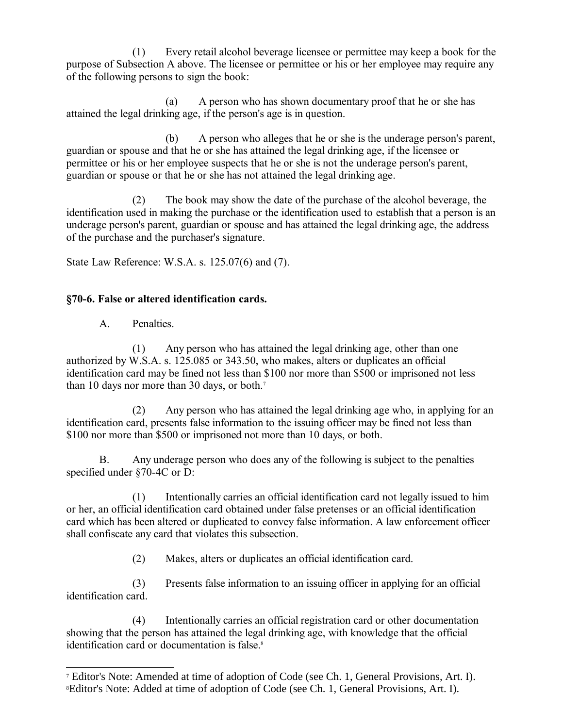(1) Every retail alcohol beverage licensee or permittee may keep a book for the purpose of Subsection A above. The licensee or permittee or his or her employee may require any of the following persons to sign the book:

(a) A person who has shown documentary proof that he or she has attained the legal drinking age, if the person's age is in question.

(b) A person who alleges that he or she is the underage person's parent, guardian or spouse and that he or she has attained the legal drinking age, if the licensee or permittee or his or her employee suspects that he or she is not the underage person's parent, guardian or spouse or that he or she has not attained the legal drinking age.

(2) The book may show the date of the purchase of the alcohol beverage, the identification used in making the purchase or the identification used to establish that a person is an underage person's parent, guardian or spouse and has attained the legal drinking age, the address of the purchase and the purchaser's signature.

State Law Reference: W.S.A. s. 125.07(6) and (7).

**§70-6. False or altered identification cards.**

A. Penalties.

(1) Any person who has attained the legal drinking age, other than one authorized by W.S.A. s. 125.085 or 343.50, who makes, alters or duplicates an official identification card may be fined not less than $100 nor more than $500 or imprisoned not less than 10 days nor more than 30 days, or both.[7]

(2) Any person who has attained the legal drinking age who, in applying for an identification card, presents false information to the issuing officer may be fined not less than $100 nor more than $500 or imprisoned not more than 10 days, or both.

B. Any underage person who does any of the following is subject to the penalties specified under §70-4C or D:

(1) Intentionally carries an official identification card not legally issued to him or her, an official identification card obtained under false pretenses or an official identification card which has been altered or duplicated to convey false information. A law enforcement officer shall confiscate any card that violates this subsection.

(2) Makes, alters or duplicates an official identification card.

(3) Presents false information to an issuing officer in applying for an official identification card.

(4) Intentionally carries an official registration card or other documentation showing that the person has attained the legal drinking age, with knowledge that the official identification card or documentation is false.[8]

---

[7] Editor's Note: Amended at time of adoption of Code (see Ch. 1, General Provisions, Art. I).

[8] Editor's Note: Added at time of adoption of Code (see Ch. 1, General Provisions, Art. I).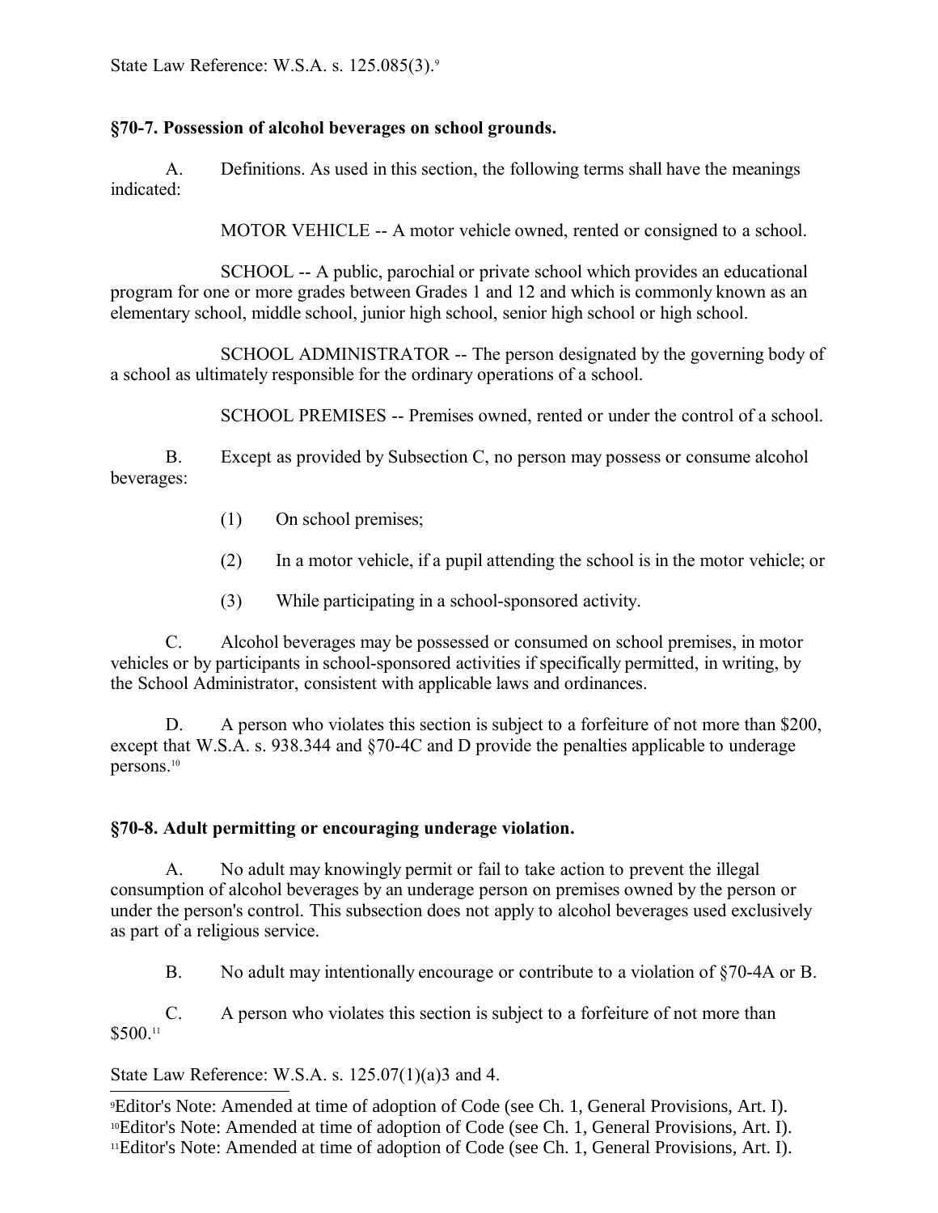State Law Reference: W.S.A. s. 125.085(3).[9]

### §70-7. Possession of alcohol beverages on school grounds.

A. Definitions. As used in this section, the following terms shall have the meanings indicated:

MOTOR VEHICLE -- A motor vehicle owned, rented or consigned to a school.

SCHOOL -- A public, parochial or private school which provides an educational program for one or more grades between Grades 1 and 12 and which is commonly known as an elementary school, middle school, junior high school, senior high school or high school.

SCHOOL ADMINISTRATOR -- The person designated by the governing body of a school as ultimately responsible for the ordinary operations of a school.

SCHOOL PREMISES -- Premises owned, rented or under the control of a school.

B. Except as provided by Subsection C, no person may possess or consume alcohol beverages:

(1) On school premises;

(2) In a motor vehicle, if a pupil attending the school is in the motor vehicle; or

(3) While participating in a school-sponsored activity.

C. Alcohol beverages may be possessed or consumed on school premises, in motor vehicles or by participants in school-sponsored activities if specifically permitted, in writing, by the School Administrator, consistent with applicable laws and ordinances.

D. A person who violates this section is subject to a forfeiture of not more than $200, except that W.S.A. s. 938.344 and §70-4C and D provide the penalties applicable to underage persons.[10]

### §70-8. Adult permitting or encouraging underage violation.

A. No adult may knowingly permit or fail to take action to prevent the illegal consumption of alcohol beverages by an underage person on premises owned by the person or under the person's control. This subsection does not apply to alcohol beverages used exclusively as part of a religious service.

B. No adult may intentionally encourage or contribute to a violation of §70-4A or B.

C. A person who violates this section is subject to a forfeiture of not more than $500.[11]

State Law Reference: W.S.A. s. 125.07(1)(a)3 and 4.

---

[9] Editor's Note: Amended at time of adoption of Code (see Ch. 1, General Provisions, Art. I).
[10] Editor's Note: Amended at time of adoption of Code (see Ch. 1, General Provisions, Art. I).
[11] Editor's Note: Amended at time of adoption of Code (see Ch. 1, General Provisions, Art. I).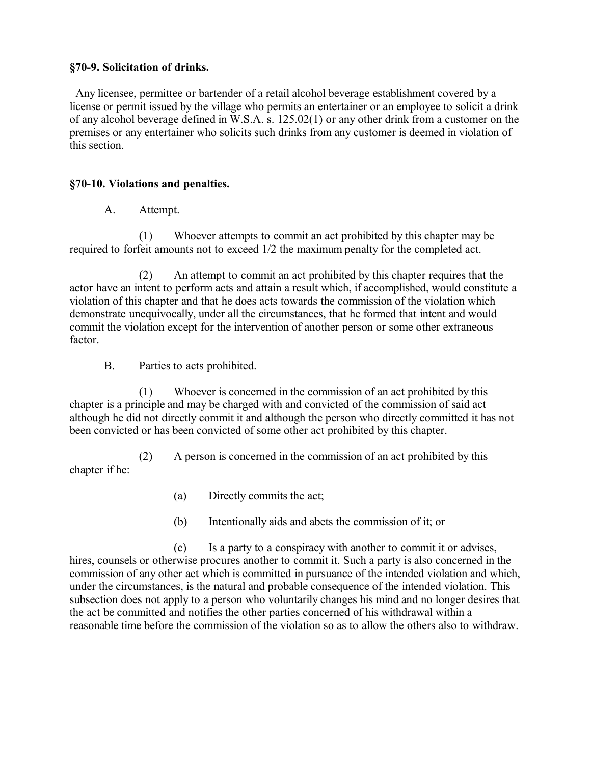**§70-9. Solicitation of drinks.**

Any licensee, permittee or bartender of a retail alcohol beverage establishment covered by a license or permit issued by the village who permits an entertainer or an employee to solicit a drink of any alcohol beverage defined in W.S.A. s. 125.02(1) or any other drink from a customer on the premises or any entertainer who solicits such drinks from any customer is deemed in violation of this section.

**§70-10. Violations and penalties.**

A. Attempt.

(1) Whoever attempts to commit an act prohibited by this chapter may be required to forfeit amounts not to exceed 1/2 the maximum penalty for the completed act.

(2) An attempt to commit an act prohibited by this chapter requires that the actor have an intent to perform acts and attain a result which, if accomplished, would constitute a violation of this chapter and that he does acts towards the commission of the violation which demonstrate unequivocally, under all the circumstances, that he formed that intent and would commit the violation except for the intervention of another person or some other extraneous factor.

B. Parties to acts prohibited.

(1) Whoever is concerned in the commission of an act prohibited by this chapter is a principle and may be charged with and convicted of the commission of said act although he did not directly commit it and although the person who directly committed it has not been convicted or has been convicted of some other act prohibited by this chapter.

(2) A person is concerned in the commission of an act prohibited by this chapter if he:

(a) Directly commits the act;

(b) Intentionally aids and abets the commission of it; or

(c) Is a party to a conspiracy with another to commit it or advises, hires, counsels or otherwise procures another to commit it. Such a party is also concerned in the commission of any other act which is committed in pursuance of the intended violation and which, under the circumstances, is the natural and probable consequence of the intended violation. This subsection does not apply to a person who voluntarily changes his mind and no longer desires that the act be committed and notifies the other parties concerned of his withdrawal within a reasonable time before the commission of the violation so as to allow the others also to withdraw.